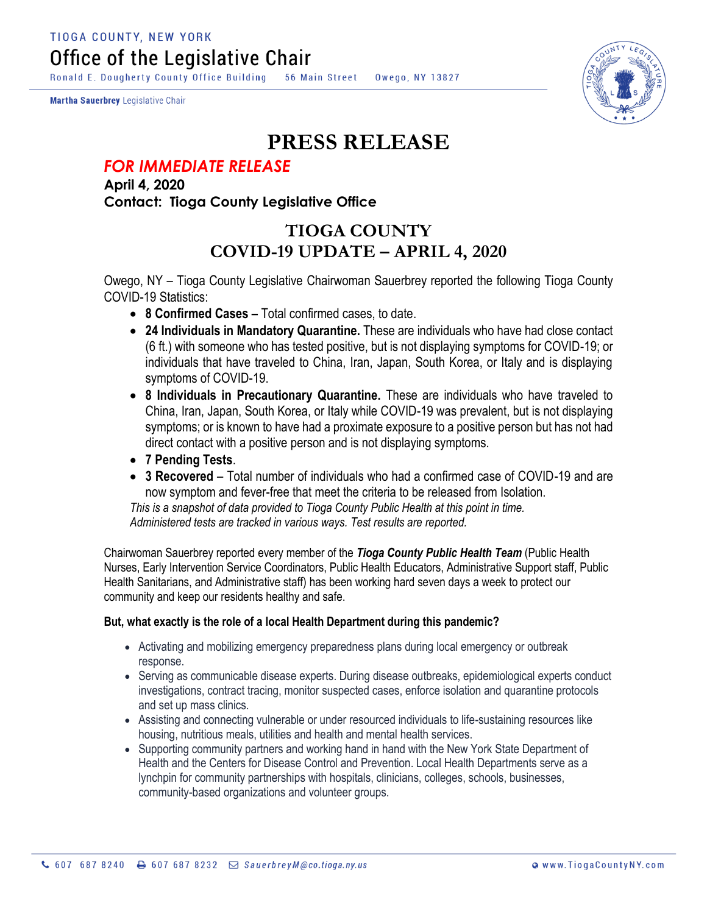TIOGA COUNTY, NEW YORK

# Office of the Legislative Chair

Ronald E. Dougherty County Office Building 56 Main Street Owego, NY 13827

**Martha Sauerbrey** Legislative Chair

# PRESS RELEASE

***FOR IMMEDIATE RELEASE***

**April 4, 2020**

**Contact: Tioga County Legislative Office**

## TIOGA COUNTY COVID-19 UPDATE – APRIL 4, 2020

Owego, NY – Tioga County Legislative Chairwoman Sauerbrey reported the following Tioga County COVID-19 Statistics:

- **8 Confirmed Cases –** Total confirmed cases, to date.
- **24 Individuals in Mandatory Quarantine.** These are individuals who have had close contact (6 ft.) with someone who has tested positive, but is not displaying symptoms for COVID-19; or individuals that have traveled to China, Iran, Japan, South Korea, or Italy and is displaying symptoms of COVID-19.
- **8 Individuals in Precautionary Quarantine.** These are individuals who have traveled to China, Iran, Japan, South Korea, or Italy while COVID-19 was prevalent, but is not displaying symptoms; or is known to have had a proximate exposure to a positive person but has not had direct contact with a positive person and is not displaying symptoms.
- **7 Pending Tests**.
- **3 Recovered** – Total number of individuals who had a confirmed case of COVID-19 and are now symptom and fever-free that meet the criteria to be released from Isolation.

*This is a snapshot of data provided to Tioga County Public Health at this point in time. Administered tests are tracked in various ways. Test results are reported.*

Chairwoman Sauerbrey reported every member of the ***Tioga County Public Health Team*** (Public Health Nurses, Early Intervention Service Coordinators, Public Health Educators, Administrative Support staff, Public Health Sanitarians, and Administrative staff) has been working hard seven days a week to protect our community and keep our residents healthy and safe.

**But, what exactly is the role of a local Health Department during this pandemic?**

- Activating and mobilizing emergency preparedness plans during local emergency or outbreak response.
- Serving as communicable disease experts. During disease outbreaks, epidemiological experts conduct investigations, contract tracing, monitor suspected cases, enforce isolation and quarantine protocols and set up mass clinics.
- Assisting and connecting vulnerable or under resourced individuals to life-sustaining resources like housing, nutritious meals, utilities and health and mental health services.
- Supporting community partners and working hand in hand with the New York State Department of Health and the Centers for Disease Control and Prevention. Local Health Departments serve as a lynchpin for community partnerships with hospitals, clinicians, colleges, schools, businesses, community-based organizations and volunteer groups.

607 687 8240 | 607 687 8232 | SauerbreyM@co.tioga.ny.us | www.TiogaCountyNY.com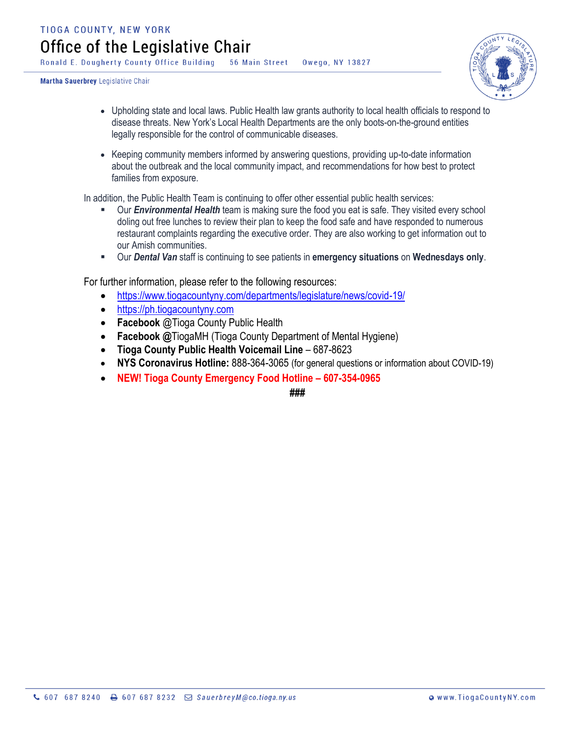- Upholding state and local laws. Public Health law grants authority to local health officials to respond to disease threats. New York's Local Health Departments are the only boots-on-the-ground entities legally responsible for the control of communicable diseases.

- Keeping community members informed by answering questions, providing up-to-date information about the outbreak and the local community impact, and recommendations for how best to protect families from exposure.

In addition, the Public Health Team is continuing to offer other essential public health services:

- Our ***Environmental Health*** team is making sure the food you eat is safe. They visited every school doling out free lunches to review their plan to keep the food safe and have responded to numerous restaurant complaints regarding the executive order. They are also working to get information out to our Amish communities.
- Our ***Dental Van*** staff is continuing to see patients in **emergency situations** on **Wednesdays only**.

For further information, please refer to the following resources:

- https://www.tiogacountyny.com/departments/legislature/news/covid-19/
- https://ph.tiogacountyny.com
- **Facebook** @Tioga County Public Health
- **Facebook @**TiogaMH (Tioga County Department of Mental Hygiene)
- **Tioga County Public Health Voicemail Line** – 687-8623
- **NYS Coronavirus Hotline:** 888-364-3065 (for general questions or information about COVID-19)
- **NEW! Tioga County Emergency Food Hotline – 607-354-0965**

**###**